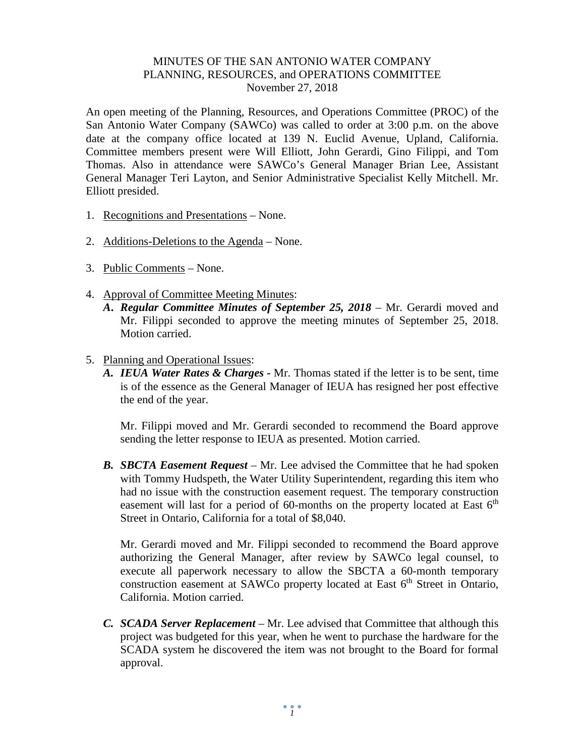MINUTES OF THE SAN ANTONIO WATER COMPANY
PLANNING, RESOURCES, and OPERATIONS COMMITTEE
November 27, 2018

An open meeting of the Planning, Resources, and Operations Committee (PROC) of the San Antonio Water Company (SAWCo) was called to order at 3:00 p.m. on the above date at the company office located at 139 N. Euclid Avenue, Upland, California. Committee members present were Will Elliott, John Gerardi, Gino Filippi, and Tom Thomas. Also in attendance were SAWCo's General Manager Brian Lee, Assistant General Manager Teri Layton, and Senior Administrative Specialist Kelly Mitchell. Mr. Elliott presided.

1. Recognitions and Presentations – None.

2. Additions-Deletions to the Agenda – None.

3. Public Comments – None.

4. Approval of Committee Meeting Minutes:
   - ***A. Regular Committee Minutes of September 25, 2018*** – Mr. Gerardi moved and Mr. Filippi seconded to approve the meeting minutes of September 25, 2018. Motion carried.

5. Planning and Operational Issues:
   - ***A. IEUA Water Rates & Charges*** - Mr. Thomas stated if the letter is to be sent, time is of the essence as the General Manager of IEUA has resigned her post effective the end of the year.

     Mr. Filippi moved and Mr. Gerardi seconded to recommend the Board approve sending the letter response to IEUA as presented. Motion carried.

   - ***B. SBCTA Easement Request*** – Mr. Lee advised the Committee that he had spoken with Tommy Hudspeth, the Water Utility Superintendent, regarding this item who had no issue with the construction easement request. The temporary construction easement will last for a period of 60-months on the property located at East 6th Street in Ontario, California for a total of $8,040.

     Mr. Gerardi moved and Mr. Filippi seconded to recommend the Board approve authorizing the General Manager, after review by SAWCo legal counsel, to execute all paperwork necessary to allow the SBCTA a 60-month temporary construction easement at SAWCo property located at East 6th Street in Ontario, California. Motion carried.

   - ***C. SCADA Server Replacement*** – Mr. Lee advised that Committee that although this project was budgeted for this year, when he went to purchase the hardware for the SCADA system he discovered the item was not brought to the Board for formal approval.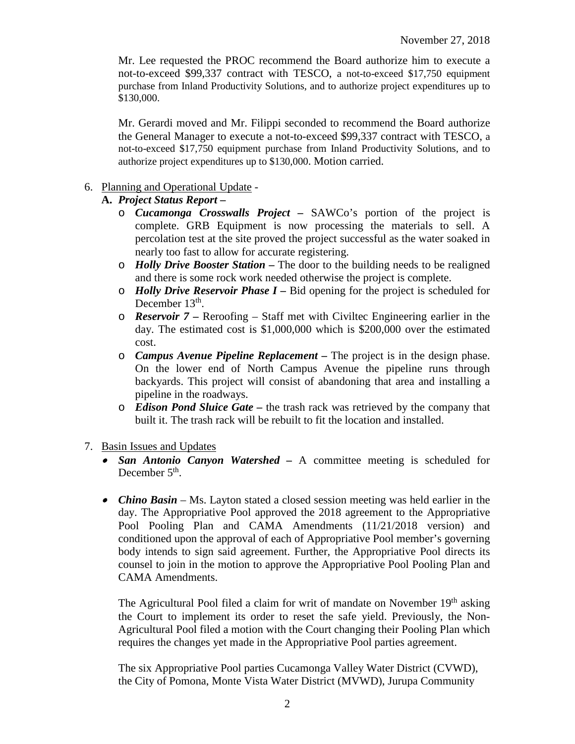Mr. Lee requested the PROC recommend the Board authorize him to execute a not-to-exceed $99,337 contract with TESCO, a not-to-exceed $17,750 equipment purchase from Inland Productivity Solutions, and to authorize project expenditures up to $130,000.

Mr. Gerardi moved and Mr. Filippi seconded to recommend the Board authorize the General Manager to execute a not-to-exceed $99,337 contract with TESCO, a not-to-exceed $17,750 equipment purchase from Inland Productivity Solutions, and to authorize project expenditures up to $130,000. Motion carried.

6. Planning and Operational Update -
   **A.** ***Project Status Report –***
   - ***Cucamonga Crosswalls Project –*** SAWCo's portion of the project is complete. GRB Equipment is now processing the materials to sell. A percolation test at the site proved the project successful as the water soaked in nearly too fast to allow for accurate registering.
   - ***Holly Drive Booster Station –*** The door to the building needs to be realigned and there is some rock work needed otherwise the project is complete.
   - ***Holly Drive Reservoir Phase I –*** Bid opening for the project is scheduled for December 13th.
   - ***Reservoir 7 –*** Reroofing – Staff met with Civiltec Engineering earlier in the day. The estimated cost is $1,000,000 which is $200,000 over the estimated cost.
   - ***Campus Avenue Pipeline Replacement –*** The project is in the design phase. On the lower end of North Campus Avenue the pipeline runs through backyards. This project will consist of abandoning that area and installing a pipeline in the roadways.
   - ***Edison Pond Sluice Gate –*** the trash rack was retrieved by the company that built it. The trash rack will be rebuilt to fit the location and installed.

7. Basin Issues and Updates
   - ***San Antonio Canyon Watershed –*** A committee meeting is scheduled for December 5th.

   - ***Chino Basin*** – Ms. Layton stated a closed session meeting was held earlier in the day. The Appropriative Pool approved the 2018 agreement to the Appropriative Pool Pooling Plan and CAMA Amendments (11/21/2018 version) and conditioned upon the approval of each of Appropriative Pool member's governing body intends to sign said agreement. Further, the Appropriative Pool directs its counsel to join in the motion to approve the Appropriative Pool Pooling Plan and CAMA Amendments.

     The Agricultural Pool filed a claim for writ of mandate on November 19th asking the Court to implement its order to reset the safe yield. Previously, the Non-Agricultural Pool filed a motion with the Court changing their Pooling Plan which requires the changes yet made in the Appropriative Pool parties agreement.

     The six Appropriative Pool parties Cucamonga Valley Water District (CVWD), the City of Pomona, Monte Vista Water District (MVWD), Jurupa Community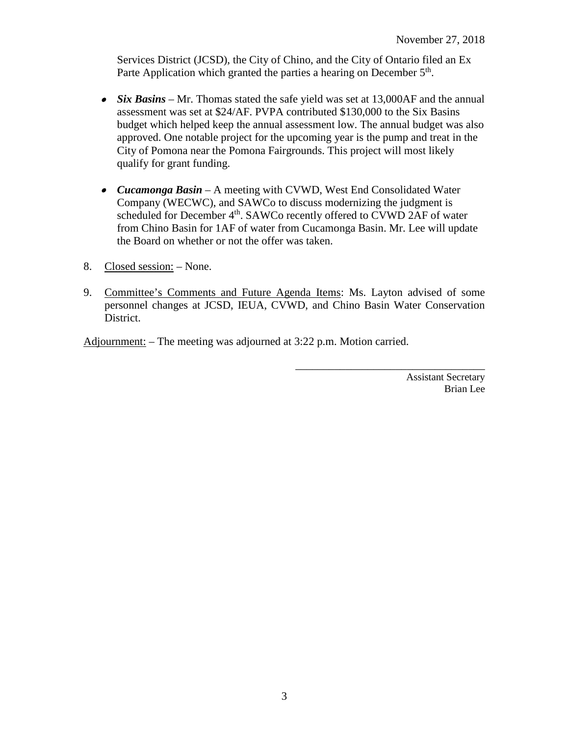Services District (JCSD), the City of Chino, and the City of Ontario filed an Ex Parte Application which granted the parties a hearing on December 5th.

- ***Six Basins*** – Mr. Thomas stated the safe yield was set at 13,000AF and the annual assessment was set at $24/AF. PVPA contributed $130,000 to the Six Basins budget which helped keep the annual assessment low. The annual budget was also approved. One notable project for the upcoming year is the pump and treat in the City of Pomona near the Pomona Fairgrounds. This project will most likely qualify for grant funding.

- ***Cucamonga Basin*** – A meeting with CVWD, West End Consolidated Water Company (WECWC), and SAWCo to discuss modernizing the judgment is scheduled for December 4th. SAWCo recently offered to CVWD 2AF of water from Chino Basin for 1AF of water from Cucamonga Basin. Mr. Lee will update the Board on whether or not the offer was taken.

8. Closed session: – None.

9. Committee's Comments and Future Agenda Items: Ms. Layton advised of some personnel changes at JCSD, IEUA, CVWD, and Chino Basin Water Conservation District.

Adjournment: – The meeting was adjourned at 3:22 p.m. Motion carried.

\_\_\_\_\_\_\_\_\_\_\_\_\_\_\_\_\_\_\_\_\_\_\_\_\_\_\_\_\_\_\_\_\_\_\_

Assistant Secretary
Brian Lee